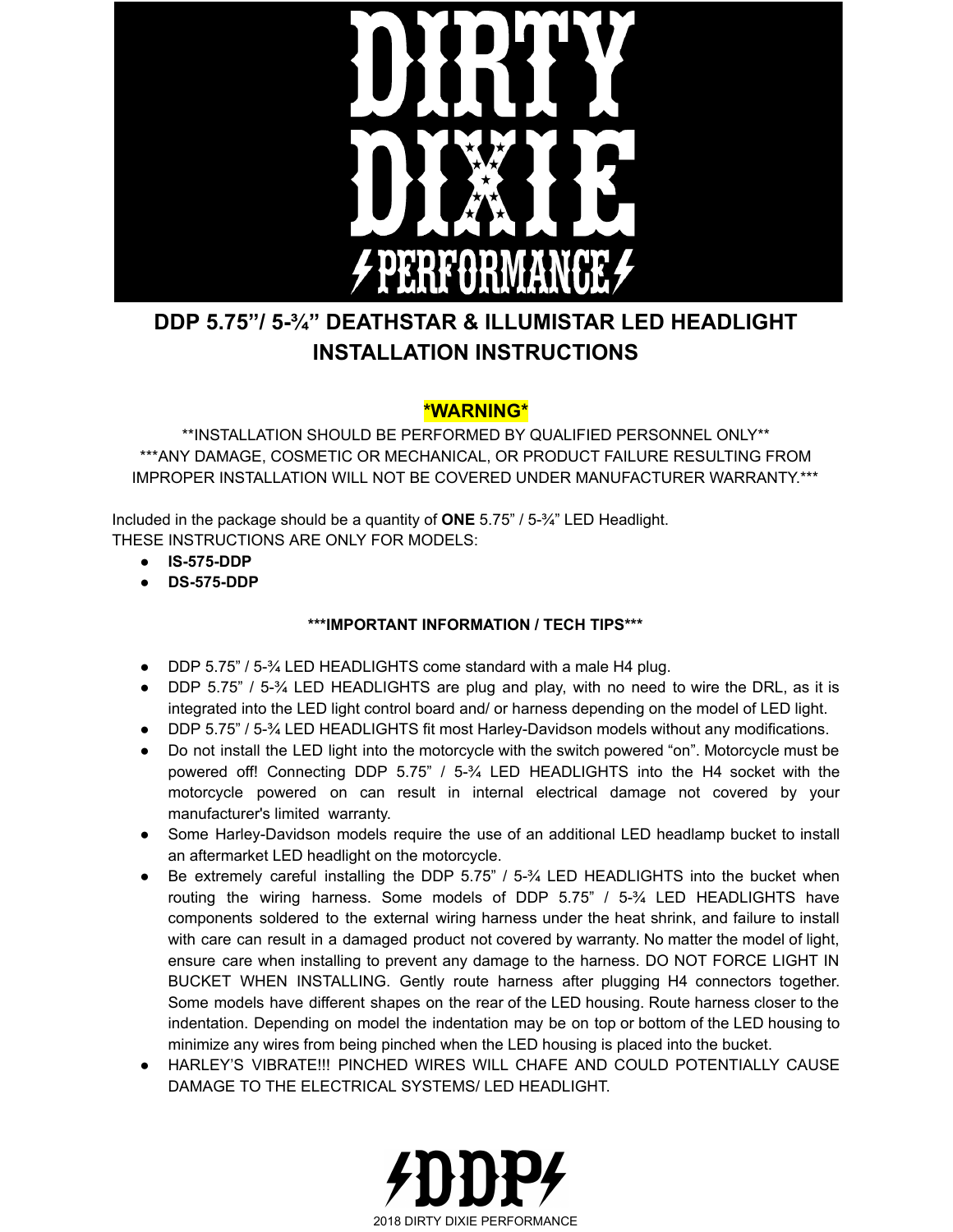# DIRTY DIXIE PERFORMANCE

## DDP 5.75”/ 5-¾” DEATHSTAR & ILLUMISTAR LED HEADLIGHT INSTALLATION INSTRUCTIONS

**\*WARNING\***

**INSTALLATION SHOULD BE PERFORMED BY QUALIFIED PERSONNEL ONLY**
***ANY DAMAGE, COSMETIC OR MECHANICAL, OR PRODUCT FAILURE RESULTING FROM IMPROPER INSTALLATION WILL NOT BE COVERED UNDER MANUFACTURER WARRANTY.***

Included in the package should be a quantity of **ONE** 5.75” / 5-¾” LED Headlight.
THESE INSTRUCTIONS ARE ONLY FOR MODELS:

- **IS-575-DDP**
- **DS-575-DDP**

**\*\*\*IMPORTANT INFORMATION / TECH TIPS\*\*\***

- DDP 5.75” / 5-¾ LED HEADLIGHTS come standard with a male H4 plug.
- DDP 5.75” / 5-¾ LED HEADLIGHTS are plug and play, with no need to wire the DRL, as it is integrated into the LED light control board and/ or harness depending on the model of LED light.
- DDP 5.75” / 5-¾ LED HEADLIGHTS fit most Harley-Davidson models without any modifications.
- Do not install the LED light into the motorcycle with the switch powered “on”. Motorcycle must be powered off! Connecting DDP 5.75” / 5-¾ LED HEADLIGHTS into the H4 socket with the motorcycle powered on can result in internal electrical damage not covered by your manufacturer's limited warranty.
- Some Harley-Davidson models require the use of an additional LED headlamp bucket to install an aftermarket LED headlight on the motorcycle.
- Be extremely careful installing the DDP 5.75” / 5-¾ LED HEADLIGHTS into the bucket when routing the wiring harness. Some models of DDP 5.75” / 5-¾ LED HEADLIGHTS have components soldered to the external wiring harness under the heat shrink, and failure to install with care can result in a damaged product not covered by warranty. No matter the model of light, ensure care when installing to prevent any damage to the harness. DO NOT FORCE LIGHT IN BUCKET WHEN INSTALLING. Gently route harness after plugging H4 connectors together. Some models have different shapes on the rear of the LED housing. Route harness closer to the indentation. Depending on model the indentation may be on top or bottom of the LED housing to minimize any wires from being pinched when the LED housing is placed into the bucket.
- HARLEY’S VIBRATE!!! PINCHED WIRES WILL CHAFE AND COULD POTENTIALLY CAUSE DAMAGE TO THE ELECTRICAL SYSTEMS/ LED HEADLIGHT.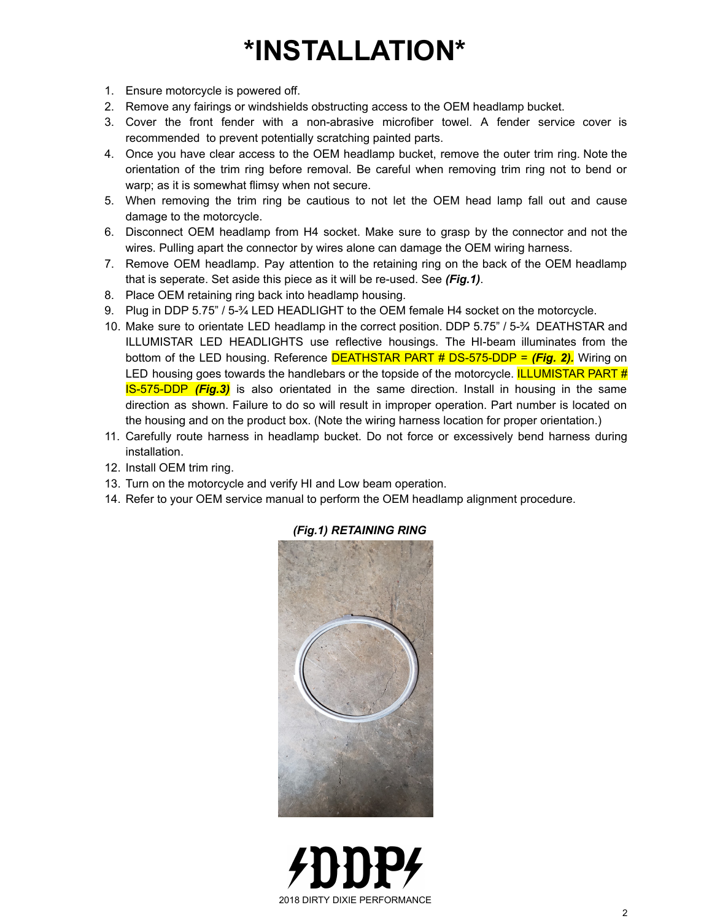# *INSTALLATION*

1. Ensure motorcycle is powered off.
2. Remove any fairings or windshields obstructing access to the OEM headlamp bucket.
3. Cover the front fender with a non-abrasive microfiber towel. A fender service cover is recommended to prevent potentially scratching painted parts.
4. Once you have clear access to the OEM headlamp bucket, remove the outer trim ring. Note the orientation of the trim ring before removal. Be careful when removing trim ring not to bend or warp; as it is somewhat flimsy when not secure.
5. When removing the trim ring be cautious to not let the OEM head lamp fall out and cause damage to the motorcycle.
6. Disconnect OEM headlamp from H4 socket. Make sure to grasp by the connector and not the wires. Pulling apart the connector by wires alone can damage the OEM wiring harness.
7. Remove OEM headlamp. Pay attention to the retaining ring on the back of the OEM headlamp that is seperate. Set aside this piece as it will be re-used. See ***(Fig.1)***.
8. Place OEM retaining ring back into headlamp housing.
9. Plug in DDP 5.75" / 5-¾ LED HEADLIGHT to the OEM female H4 socket on the motorcycle.
10. Make sure to orientate LED headlamp in the correct position. DDP 5.75" / 5-¾ DEATHSTAR and ILLUMISTAR LED HEADLIGHTS use reflective housings. The HI-beam illuminates from the bottom of the LED housing. Reference DEATHSTAR PART # DS-575-DDP = ***(Fig. 2).*** Wiring on LED housing goes towards the handlebars or the topside of the motorcycle. ILLUMISTAR PART # IS-575-DDP ***(Fig.3)*** is also orientated in the same direction. Install in housing in the same direction as shown. Failure to do so will result in improper operation. Part number is located on the housing and on the product box. (Note the wiring harness location for proper orientation.)
11. Carefully route harness in headlamp bucket. Do not force or excessively bend harness during installation.
12. Install OEM trim ring.
13. Turn on the motorcycle and verify HI and Low beam operation.
14. Refer to your OEM service manual to perform the OEM headlamp alignment procedure.

***(Fig.1) RETAINING RING***

2018 DIRTY DIXIE PERFORMANCE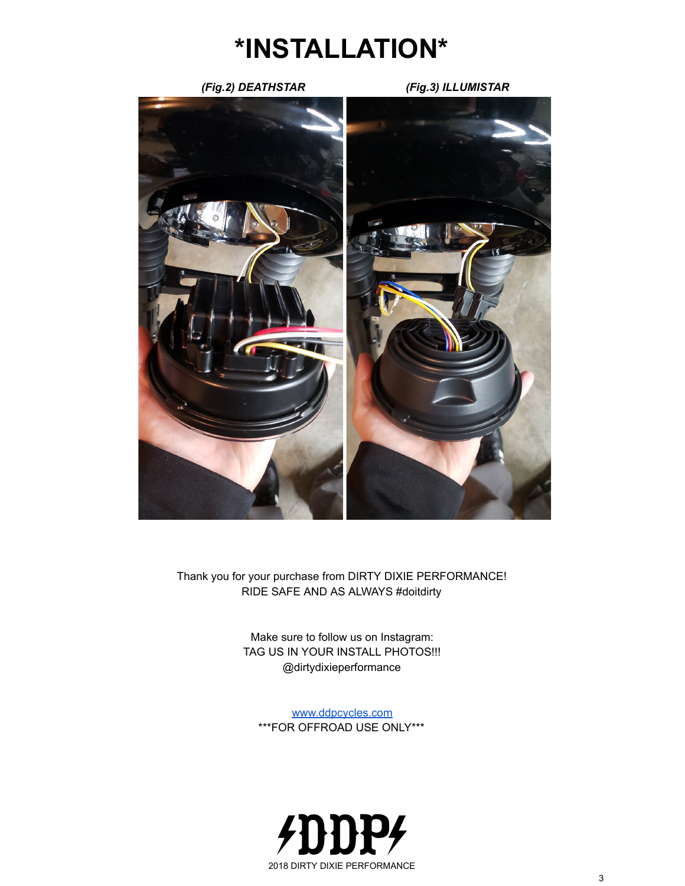# *INSTALLATION*

***(Fig.2) DEATHSTAR***

***(Fig.3) ILLUMISTAR***

Thank you for your purchase from DIRTY DIXIE PERFORMANCE!
RIDE SAFE AND AS ALWAYS #doitdirty

Make sure to follow us on Instagram:
TAG US IN YOUR INSTALL PHOTOS!!!
@dirtydixieperformance

[www.ddpcycles.com](http://www.ddpcycles.com)
***FOR OFFROAD USE ONLY***

DDP

2018 DIRTY DIXIE PERFORMANCE